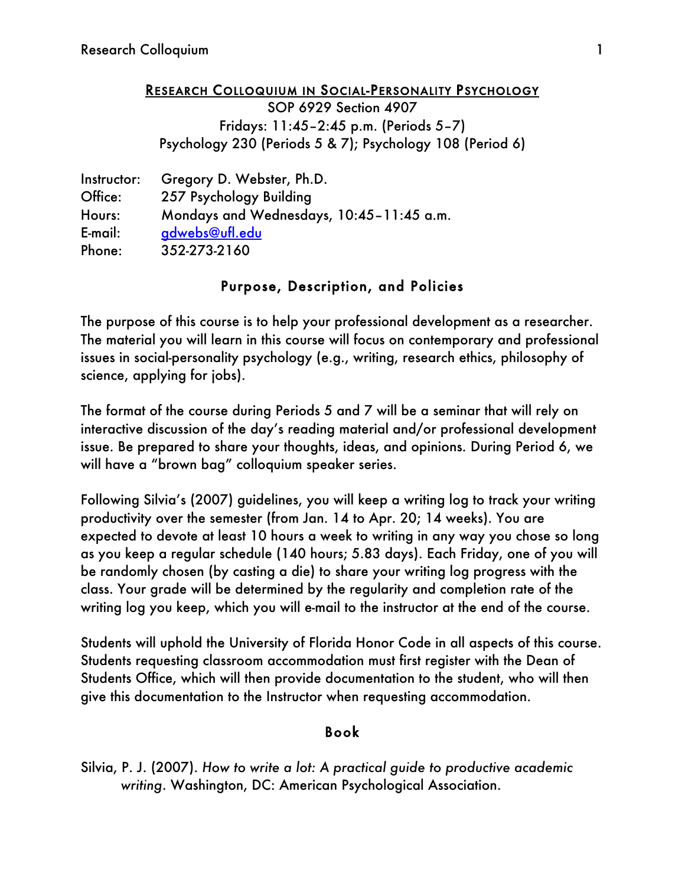# RESEARCH COLLOQUIUM IN SOCIAL-PERSONALITY PSYCHOLOGY

SOP 6929 Section 4907
Fridays: 11:45–2:45 p.m. (Periods 5–7)
Psychology 230 (Periods 5 & 7); Psychology 108 (Period 6)

Instructor: Gregory D. Webster, Ph.D.
Office: 257 Psychology Building
Hours: Mondays and Wednesdays, 10:45–11:45 a.m.
E-mail: gdwebs@ufl.edu
Phone: 352-273-2160

## Purpose, Description, and Policies

The purpose of this course is to help your professional development as a researcher. The material you will learn in this course will focus on contemporary and professional issues in social-personality psychology (e.g., writing, research ethics, philosophy of science, applying for jobs).

The format of the course during Periods 5 and 7 will be a seminar that will rely on interactive discussion of the day's reading material and/or professional development issue. Be prepared to share your thoughts, ideas, and opinions. During Period 6, we will have a "brown bag" colloquium speaker series.

Following Silvia's (2007) guidelines, you will keep a writing log to track your writing productivity over the semester (from Jan. 14 to Apr. 20; 14 weeks). You are expected to devote at least 10 hours a week to writing in any way you chose so long as you keep a regular schedule (140 hours; 5.83 days). Each Friday, one of you will be randomly chosen (by casting a die) to share your writing log progress with the class. Your grade will be determined by the regularity and completion rate of the writing log you keep, which you will e-mail to the instructor at the end of the course.

Students will uphold the University of Florida Honor Code in all aspects of this course. Students requesting classroom accommodation must first register with the Dean of Students Office, which will then provide documentation to the student, who will then give this documentation to the Instructor when requesting accommodation.

## Book

Silvia, P. J. (2007). *How to write a lot: A practical guide to productive academic writing*. Washington, DC: American Psychological Association.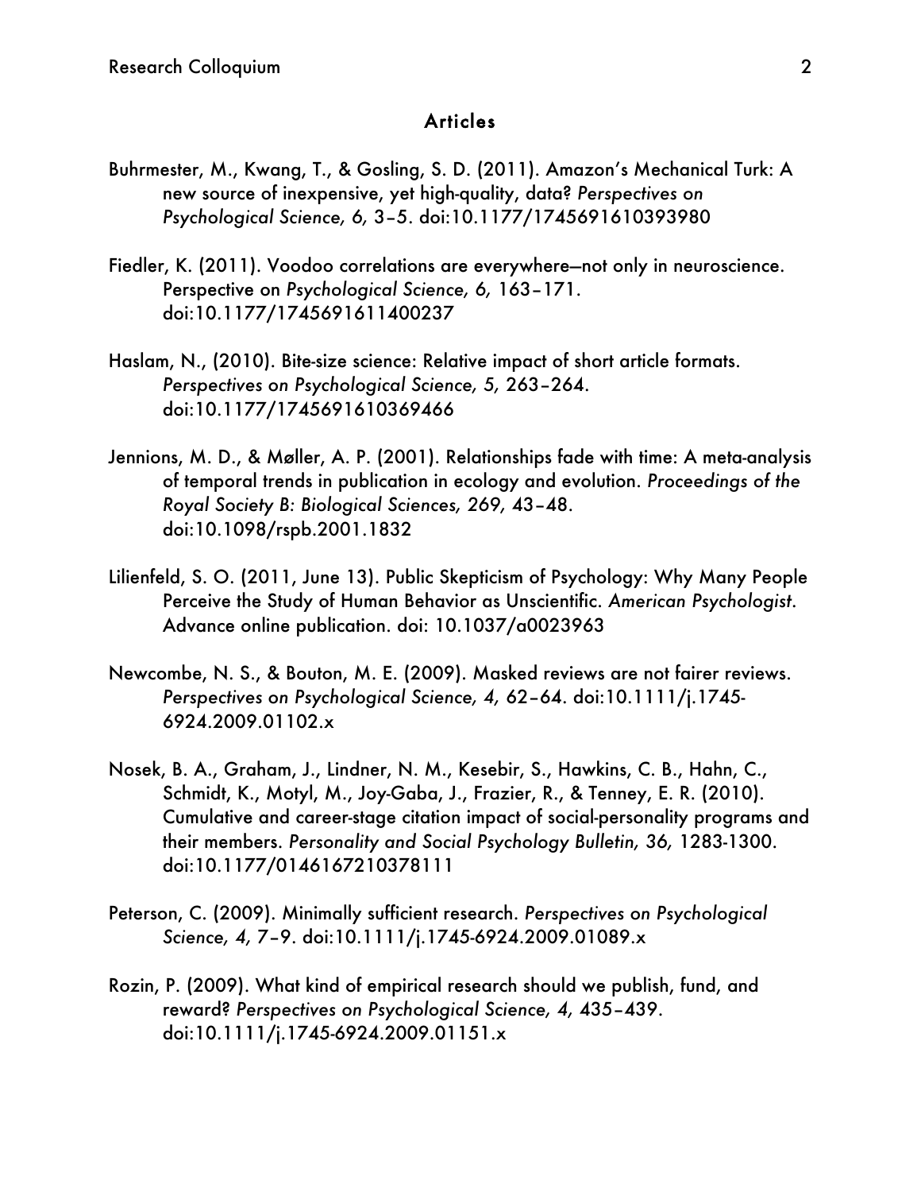## Articles

Buhrmester, M., Kwang, T., & Gosling, S. D. (2011). Amazon's Mechanical Turk: A new source of inexpensive, yet high-quality, data? *Perspectives on Psychological Science, 6,* 3–5. doi:10.1177/1745691610393980

Fiedler, K. (2011). Voodoo correlations are everywhere—not only in neuroscience. Perspective on *Psychological Science, 6,* 163–171. doi:10.1177/1745691611400237

Haslam, N., (2010). Bite-size science: Relative impact of short article formats. *Perspectives on Psychological Science, 5,* 263–264. doi:10.1177/1745691610369466

Jennions, M. D., & Møller, A. P. (2001). Relationships fade with time: A meta-analysis of temporal trends in publication in ecology and evolution. *Proceedings of the Royal Society B: Biological Sciences, 269,* 43–48. doi:10.1098/rspb.2001.1832

Lilienfeld, S. O. (2011, June 13). Public Skepticism of Psychology: Why Many People Perceive the Study of Human Behavior as Unscientific. *American Psychologist*. Advance online publication. doi: 10.1037/a0023963

Newcombe, N. S., & Bouton, M. E. (2009). Masked reviews are not fairer reviews. *Perspectives on Psychological Science, 4,* 62–64. doi:10.1111/j.1745-6924.2009.01102.x

Nosek, B. A., Graham, J., Lindner, N. M., Kesebir, S., Hawkins, C. B., Hahn, C., Schmidt, K., Motyl, M., Joy-Gaba, J., Frazier, R., & Tenney, E. R. (2010). Cumulative and career-stage citation impact of social-personality programs and their members. *Personality and Social Psychology Bulletin, 36,* 1283-1300. doi:10.1177/0146167210378111

Peterson, C. (2009). Minimally sufficient research. *Perspectives on Psychological Science, 4,* 7–9. doi:10.1111/j.1745-6924.2009.01089.x

Rozin, P. (2009). What kind of empirical research should we publish, fund, and reward? *Perspectives on Psychological Science, 4,* 435–439. doi:10.1111/j.1745-6924.2009.01151.x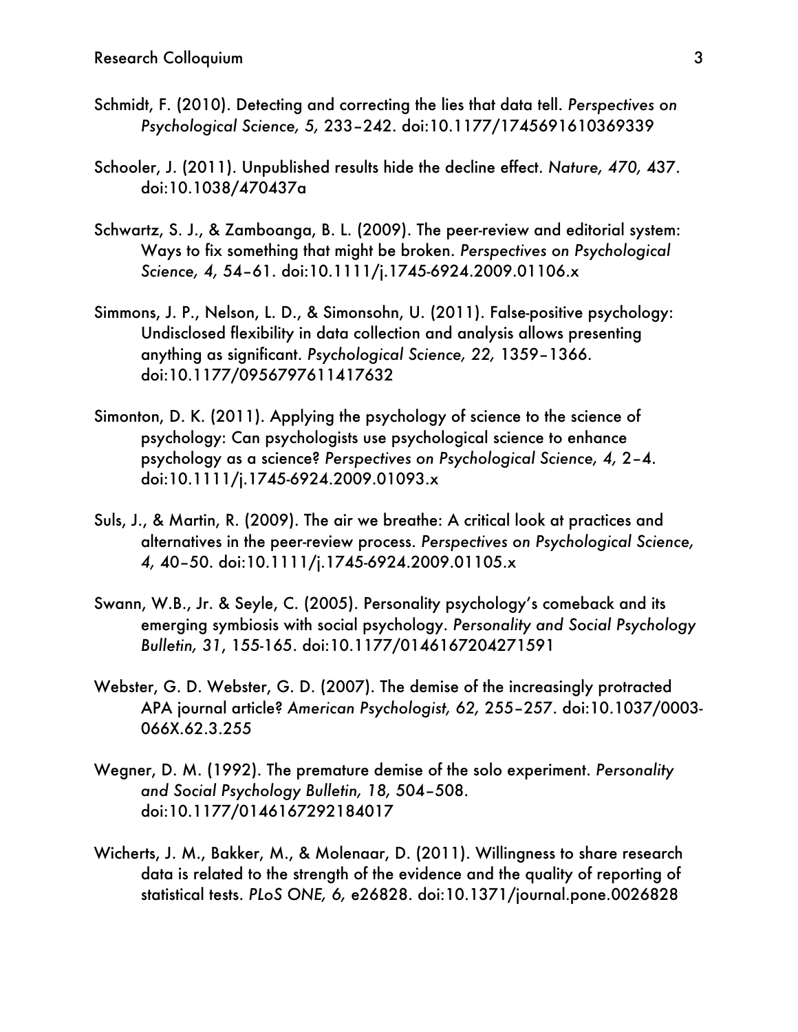Schmidt, F. (2010). Detecting and correcting the lies that data tell. *Perspectives on Psychological Science, 5,* 233–242. doi:10.1177/1745691610369339

Schooler, J. (2011). Unpublished results hide the decline effect. *Nature, 470,* 437. doi:10.1038/470437a

Schwartz, S. J., & Zamboanga, B. L. (2009). The peer-review and editorial system: Ways to fix something that might be broken. *Perspectives on Psychological Science, 4,* 54–61. doi:10.1111/j.1745-6924.2009.01106.x

Simmons, J. P., Nelson, L. D., & Simonsohn, U. (2011). False-positive psychology: Undisclosed flexibility in data collection and analysis allows presenting anything as significant. *Psychological Science, 22,* 1359–1366. doi:10.1177/0956797611417632

Simonton, D. K. (2011). Applying the psychology of science to the science of psychology: Can psychologists use psychological science to enhance psychology as a science? *Perspectives on Psychological Science, 4,* 2–4. doi:10.1111/j.1745-6924.2009.01093.x

Suls, J., & Martin, R. (2009). The air we breathe: A critical look at practices and alternatives in the peer-review process. *Perspectives on Psychological Science, 4,* 40–50. doi:10.1111/j.1745-6924.2009.01105.x

Swann, W.B., Jr. & Seyle, C. (2005). Personality psychology's comeback and its emerging symbiosis with social psychology. *Personality and Social Psychology Bulletin, 31*, 155-165. doi:10.1177/0146167204271591

Webster, G. D. Webster, G. D. (2007). The demise of the increasingly protracted APA journal article? *American Psychologist, 62,* 255–257. doi:10.1037/0003-066X.62.3.255

Wegner, D. M. (1992). The premature demise of the solo experiment. *Personality and Social Psychology Bulletin, 18,* 504–508. doi:10.1177/0146167292184017

Wicherts, J. M., Bakker, M., & Molenaar, D. (2011). Willingness to share research data is related to the strength of the evidence and the quality of reporting of statistical tests. *PLoS ONE, 6,* e26828. doi:10.1371/journal.pone.0026828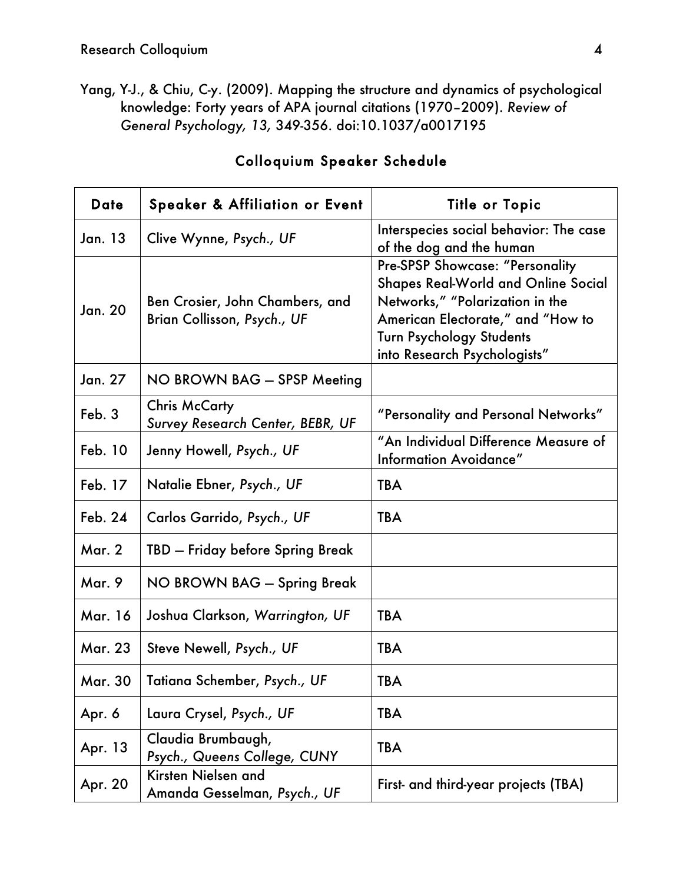Yang, Y-J., & Chiu, C-y. (2009). Mapping the structure and dynamics of psychological knowledge: Forty years of APA journal citations (1970–2009). *Review of General Psychology, 13,* 349-356. doi:10.1037/a0017195

## Colloquium Speaker Schedule

| Date | Speaker & Affiliation or Event | Title or Topic |
|---|---|---|
| Jan. 13 | Clive Wynne, *Psych., UF* | Interspecies social behavior: The case of the dog and the human |
| Jan. 20 | Ben Crosier, John Chambers, and Brian Collisson, *Psych., UF* | Pre-SPSP Showcase: "Personality Shapes Real-World and Online Social Networks," "Polarization in the American Electorate," and "How to Turn Psychology Students into Research Psychologists" |
| Jan. 27 | NO BROWN BAG – SPSP Meeting | |
| Feb. 3 | Chris McCarty *Survey Research Center, BEBR, UF* | "Personality and Personal Networks" |
| Feb. 10 | Jenny Howell, *Psych., UF* | "An Individual Difference Measure of Information Avoidance" |
| Feb. 17 | Natalie Ebner, *Psych., UF* | TBA |
| Feb. 24 | Carlos Garrido, *Psych., UF* | TBA |
| Mar. 2 | TBD – Friday before Spring Break | |
| Mar. 9 | NO BROWN BAG – Spring Break | |
| Mar. 16 | Joshua Clarkson, *Warrington, UF* | TBA |
| Mar. 23 | Steve Newell, *Psych., UF* | TBA |
| Mar. 30 | Tatiana Schember, *Psych., UF* | TBA |
| Apr. 6 | Laura Crysel, *Psych., UF* | TBA |
| Apr. 13 | Claudia Brumbaugh, *Psych., Queens College, CUNY* | TBA |
| Apr. 20 | Kirsten Nielsen and Amanda Gesselman, *Psych., UF* | First- and third-year projects (TBA) |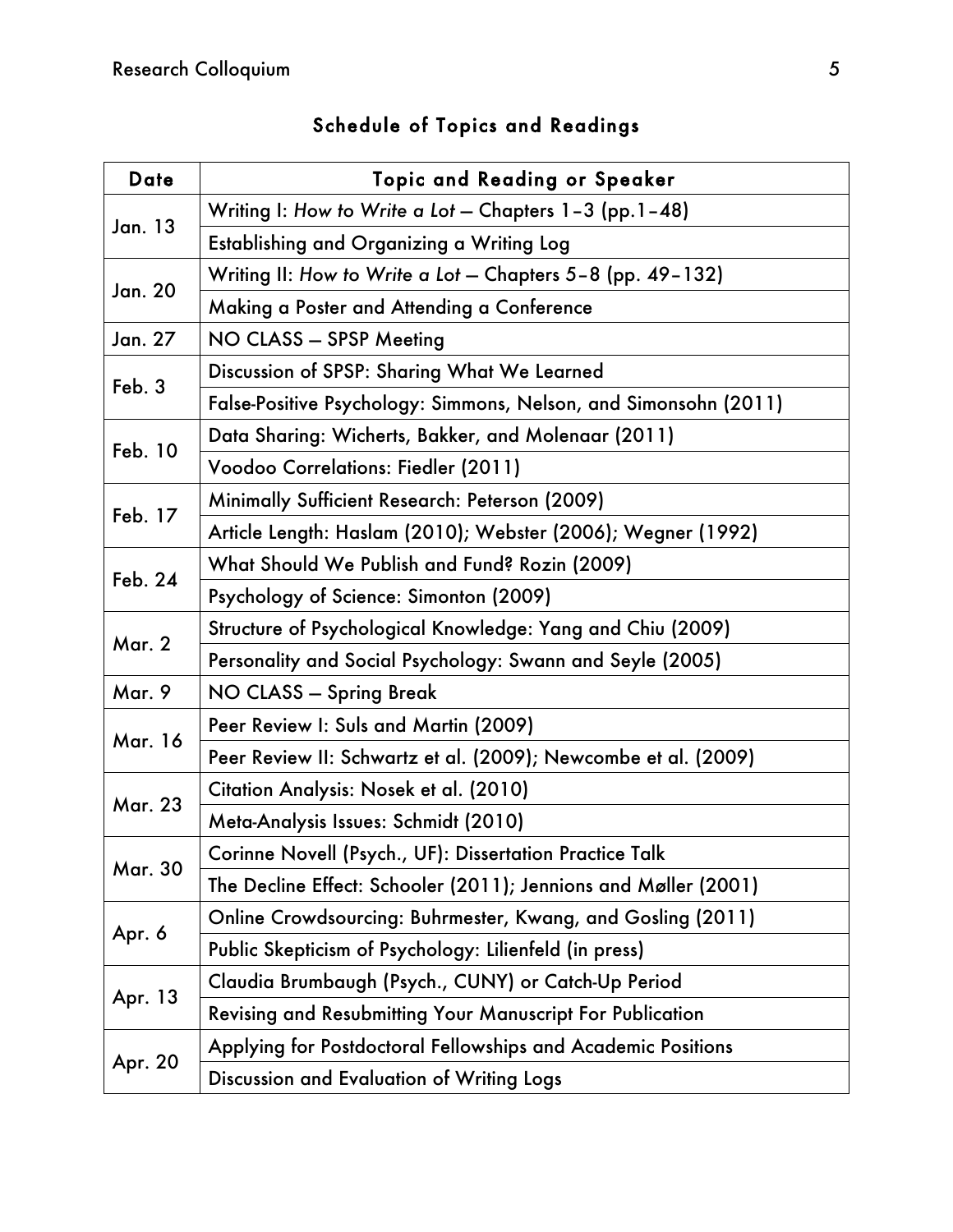## Schedule of Topics and Readings

| Date | Topic and Reading or Speaker |
|---|---|
| Jan. 13 | Writing I: *How to Write a Lot* – Chapters 1–3 (pp.1–48) |
| | Establishing and Organizing a Writing Log |
| Jan. 20 | Writing II: *How to Write a Lot* – Chapters 5–8 (pp. 49–132) |
| | Making a Poster and Attending a Conference |
| Jan. 27 | NO CLASS – SPSP Meeting |
| Feb. 3 | Discussion of SPSP: Sharing What We Learned |
| | False-Positive Psychology: Simmons, Nelson, and Simonsohn (2011) |
| Feb. 10 | Data Sharing: Wicherts, Bakker, and Molenaar (2011) |
| | Voodoo Correlations: Fiedler (2011) |
| Feb. 17 | Minimally Sufficient Research: Peterson (2009) |
| | Article Length: Haslam (2010); Webster (2006); Wegner (1992) |
| Feb. 24 | What Should We Publish and Fund? Rozin (2009) |
| | Psychology of Science: Simonton (2009) |
| Mar. 2 | Structure of Psychological Knowledge: Yang and Chiu (2009) |
| | Personality and Social Psychology: Swann and Seyle (2005) |
| Mar. 9 | NO CLASS – Spring Break |
| Mar. 16 | Peer Review I: Suls and Martin (2009) |
| | Peer Review II: Schwartz et al. (2009); Newcombe et al. (2009) |
| Mar. 23 | Citation Analysis: Nosek et al. (2010) |
| | Meta-Analysis Issues: Schmidt (2010) |
| Mar. 30 | Corinne Novell (Psych., UF): Dissertation Practice Talk |
| | The Decline Effect: Schooler (2011); Jennions and Møller (2001) |
| Apr. 6 | Online Crowdsourcing: Buhrmester, Kwang, and Gosling (2011) |
| | Public Skepticism of Psychology: Lilienfeld (in press) |
| Apr. 13 | Claudia Brumbaugh (Psych., CUNY) or Catch-Up Period |
| | Revising and Resubmitting Your Manuscript For Publication |
| Apr. 20 | Applying for Postdoctoral Fellowships and Academic Positions |
| | Discussion and Evaluation of Writing Logs |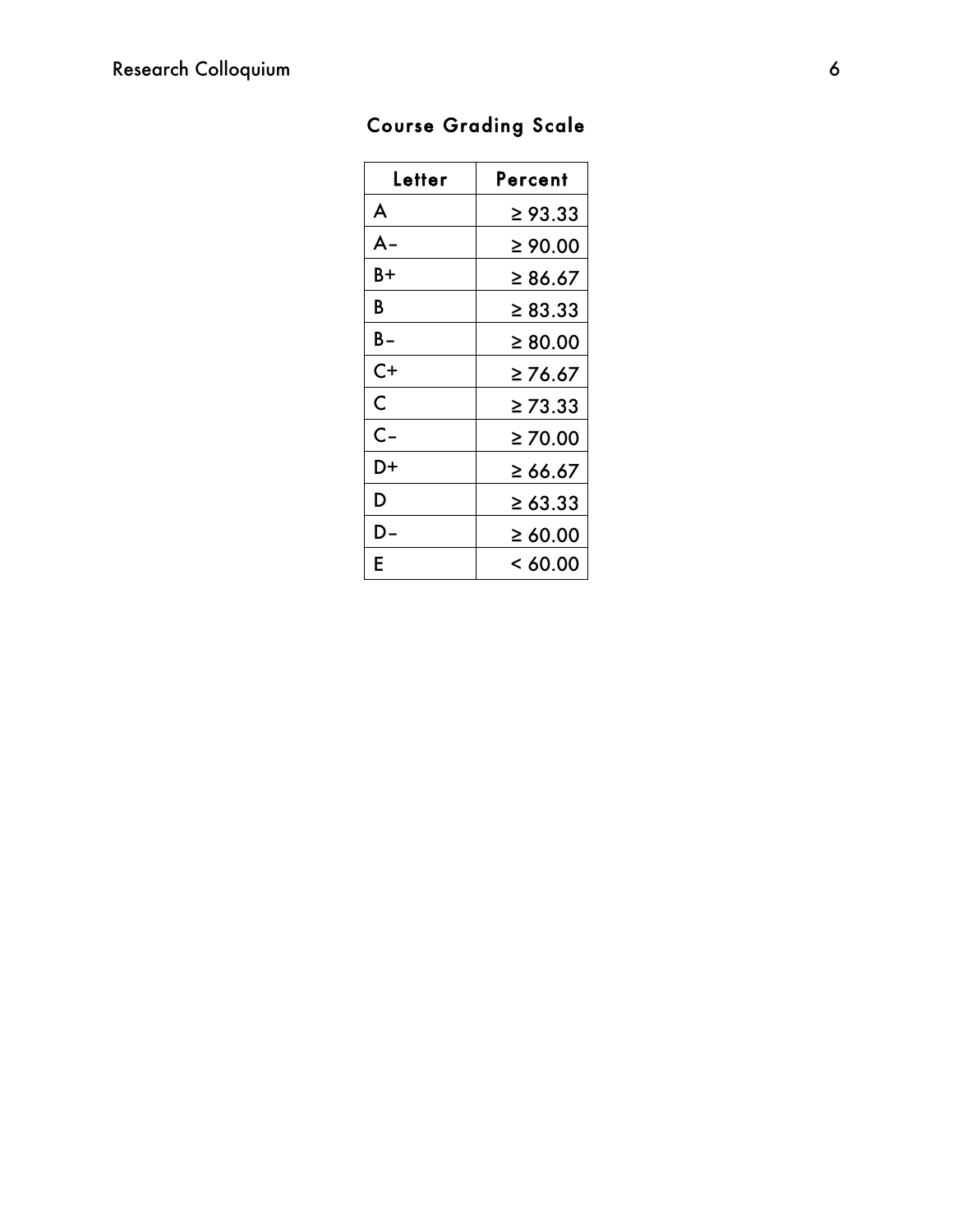## Course Grading Scale

| Letter | Percent |
|---|---|
| A | ≥ 93.33 |
| A– | ≥ 90.00 |
| B+ | ≥ 86.67 |
| B | ≥ 83.33 |
| B– | ≥ 80.00 |
| C+ | ≥ 76.67 |
| C | ≥ 73.33 |
| C– | ≥ 70.00 |
| D+ | ≥ 66.67 |
| D | ≥ 63.33 |
| D– | ≥ 60.00 |
| E | < 60.00 |